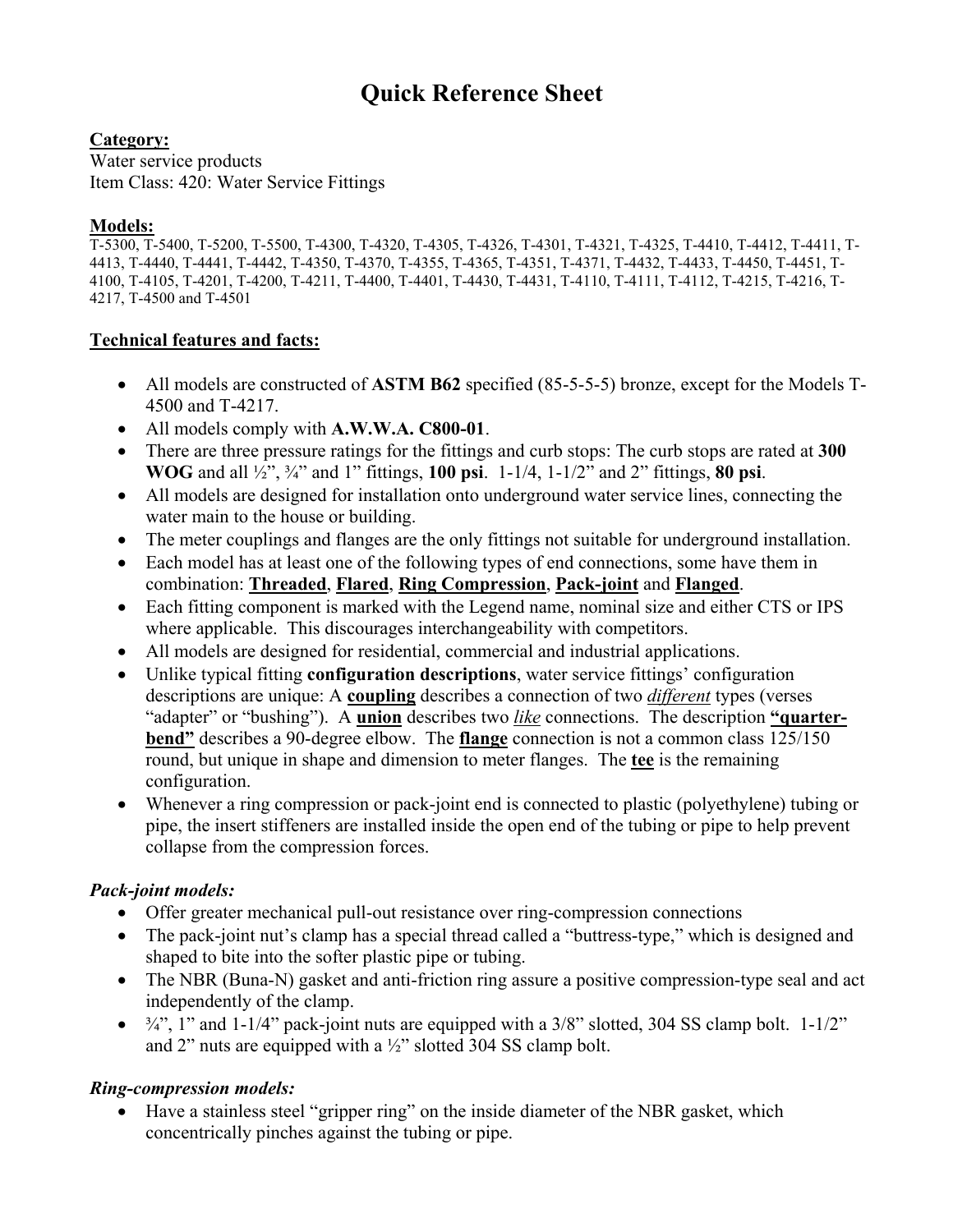# Quick Reference Sheet

**Category:**
Water service products
Item Class: 420: Water Service Fittings

**Models:**
T-5300, T-5400, T-5200, T-5500, T-4300, T-4320, T-4305, T-4326, T-4301, T-4321, T-4325, T-4410, T-4412, T-4411, T-4413, T-4440, T-4441, T-4442, T-4350, T-4370, T-4355, T-4365, T-4351, T-4371, T-4432, T-4433, T-4450, T-4451, T-4100, T-4105, T-4201, T-4200, T-4211, T-4400, T-4401, T-4430, T-4431, T-4110, T-4111, T-4112, T-4215, T-4216, T-4217, T-4500 and T-4501

**Technical features and facts:**

- All models are constructed of **ASTM B62** specified (85-5-5-5) bronze, except for the Models T-4500 and T-4217.
- All models comply with **A.W.W.A. C800-01**.
- There are three pressure ratings for the fittings and curb stops: The curb stops are rated at **300 WOG** and all ½", ¾" and 1" fittings, **100 psi**. 1-1/4, 1-1/2" and 2" fittings, **80 psi**.
- All models are designed for installation onto underground water service lines, connecting the water main to the house or building.
- The meter couplings and flanges are the only fittings not suitable for underground installation.
- Each model has at least one of the following types of end connections, some have them in combination: **Threaded**, **Flared**, **Ring Compression**, **Pack-joint** and **Flanged**.
- Each fitting component is marked with the Legend name, nominal size and either CTS or IPS where applicable. This discourages interchangeability with competitors.
- All models are designed for residential, commercial and industrial applications.
- Unlike typical fitting **configuration descriptions**, water service fittings' configuration descriptions are unique: A **coupling** describes a connection of two *different* types (verses "adapter" or "bushing"). A **union** describes two *like* connections. The description **"quarter-bend"** describes a 90-degree elbow. The **flange** connection is not a common class 125/150 round, but unique in shape and dimension to meter flanges. The **tee** is the remaining configuration.
- Whenever a ring compression or pack-joint end is connected to plastic (polyethylene) tubing or pipe, the insert stiffeners are installed inside the open end of the tubing or pipe to help prevent collapse from the compression forces.

***Pack-joint models:***

- Offer greater mechanical pull-out resistance over ring-compression connections
- The pack-joint nut's clamp has a special thread called a "buttress-type," which is designed and shaped to bite into the softer plastic pipe or tubing.
- The NBR (Buna-N) gasket and anti-friction ring assure a positive compression-type seal and act independently of the clamp.
- ¾", 1" and 1-1/4" pack-joint nuts are equipped with a 3/8" slotted, 304 SS clamp bolt. 1-1/2" and 2" nuts are equipped with a ½" slotted 304 SS clamp bolt.

***Ring-compression models:***

- Have a stainless steel "gripper ring" on the inside diameter of the NBR gasket, which concentrically pinches against the tubing or pipe.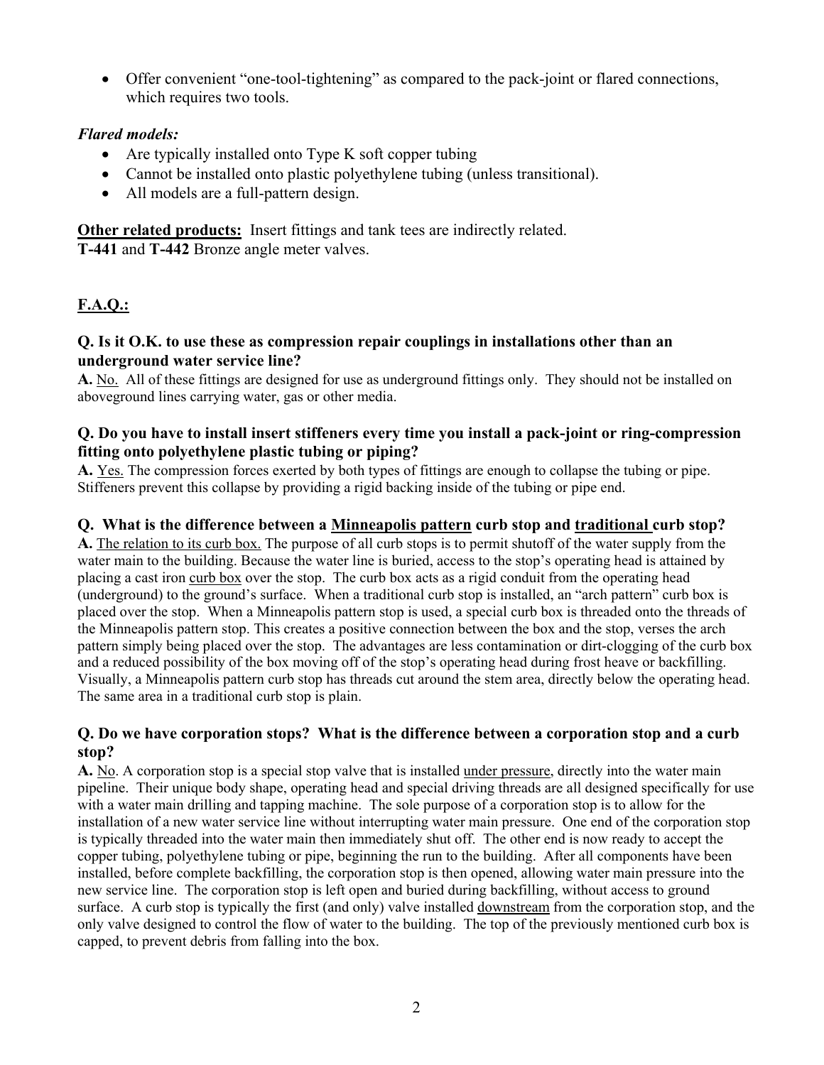- Offer convenient "one-tool-tightening" as compared to the pack-joint or flared connections, which requires two tools.

*Flared models:*

- Are typically installed onto Type K soft copper tubing
- Cannot be installed onto plastic polyethylene tubing (unless transitional).
- All models are a full-pattern design.

**Other related products:** Insert fittings and tank tees are indirectly related.
**T-441** and **T-442** Bronze angle meter valves.

## F.A.Q.:

**Q. Is it O.K. to use these as compression repair couplings in installations other than an underground water service line?**

**A.** No. All of these fittings are designed for use as underground fittings only. They should not be installed on aboveground lines carrying water, gas or other media.

**Q. Do you have to install insert stiffeners every time you install a pack-joint or ring-compression fitting onto polyethylene plastic tubing or piping?**

**A.** Yes. The compression forces exerted by both types of fittings are enough to collapse the tubing or pipe. Stiffeners prevent this collapse by providing a rigid backing inside of the tubing or pipe end.

**Q. What is the difference between a Minneapolis pattern curb stop and traditional curb stop?**

**A.** The relation to its curb box. The purpose of all curb stops is to permit shutoff of the water supply from the water main to the building. Because the water line is buried, access to the stop's operating head is attained by placing a cast iron curb box over the stop. The curb box acts as a rigid conduit from the operating head (underground) to the ground's surface. When a traditional curb stop is installed, an "arch pattern" curb box is placed over the stop. When a Minneapolis pattern stop is used, a special curb box is threaded onto the threads of the Minneapolis pattern stop. This creates a positive connection between the box and the stop, verses the arch pattern simply being placed over the stop. The advantages are less contamination or dirt-clogging of the curb box and a reduced possibility of the box moving off of the stop's operating head during frost heave or backfilling. Visually, a Minneapolis pattern curb stop has threads cut around the stem area, directly below the operating head. The same area in a traditional curb stop is plain.

**Q. Do we have corporation stops? What is the difference between a corporation stop and a curb stop?**

**A.** No. A corporation stop is a special stop valve that is installed under pressure, directly into the water main pipeline. Their unique body shape, operating head and special driving threads are all designed specifically for use with a water main drilling and tapping machine. The sole purpose of a corporation stop is to allow for the installation of a new water service line without interrupting water main pressure. One end of the corporation stop is typically threaded into the water main then immediately shut off. The other end is now ready to accept the copper tubing, polyethylene tubing or pipe, beginning the run to the building. After all components have been installed, before complete backfilling, the corporation stop is then opened, allowing water main pressure into the new service line. The corporation stop is left open and buried during backfilling, without access to ground surface. A curb stop is typically the first (and only) valve installed downstream from the corporation stop, and the only valve designed to control the flow of water to the building. The top of the previously mentioned curb box is capped, to prevent debris from falling into the box.